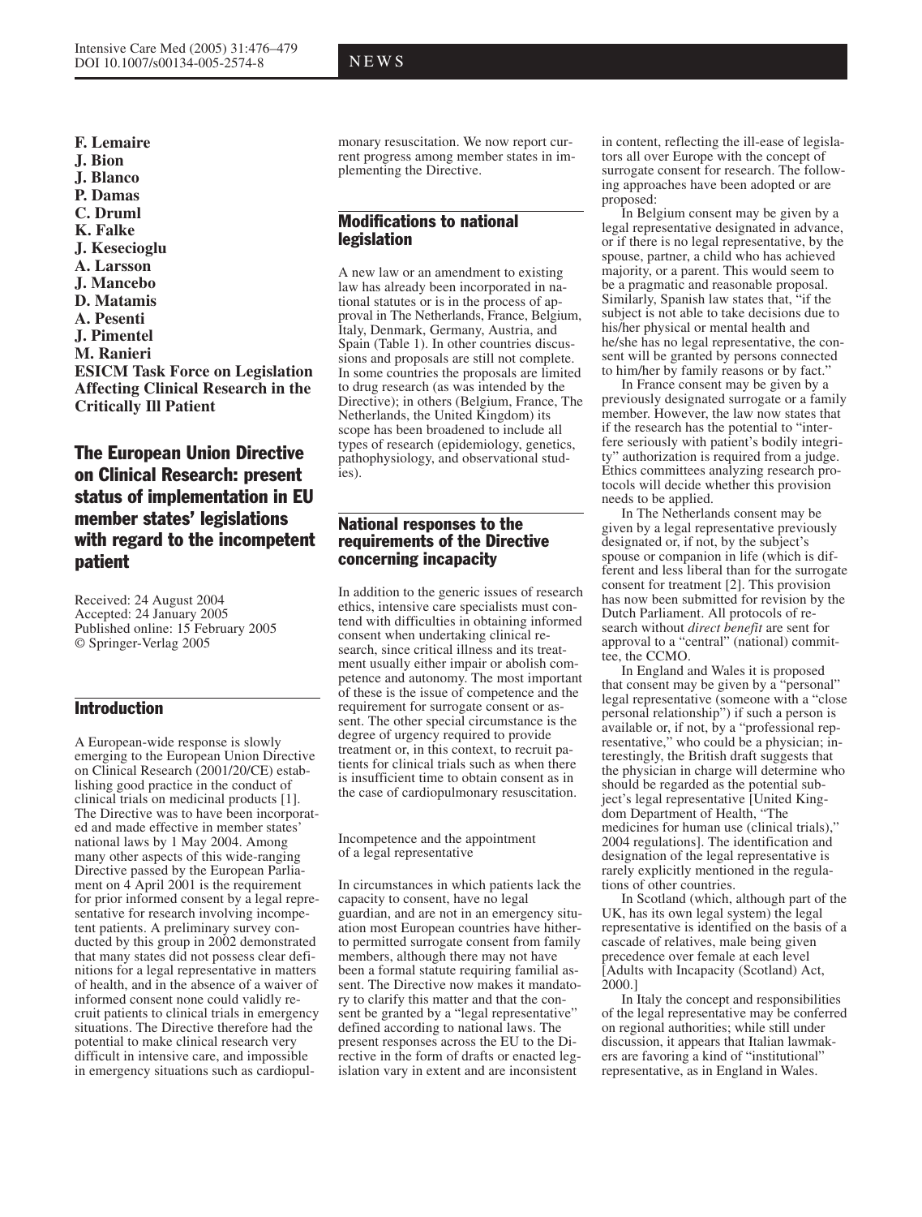**F. Lemaire**
**J. Bion**
**J. Blanco**
**P. Damas**
**C. Druml**
**K. Falke**
**J. Kesecioglu**
**A. Larsson**
**J. Mancebo**
**D. Matamis**
**A. Pesenti**
**J. Pimentel**
**M. Ranieri**
**ESICM Task Force on Legislation Affecting Clinical Research in the Critically Ill Patient**

# The European Union Directive on Clinical Research: present status of implementation in EU member states' legislations with regard to the incompetent patient

Received: 24 August 2004
Accepted: 24 January 2005
Published online: 15 February 2005
© Springer-Verlag 2005

## Introduction

A European-wide response is slowly emerging to the European Union Directive on Clinical Research (2001/20/CE) establishing good practice in the conduct of clinical trials on medicinal products [1]. The Directive was to have been incorporated and made effective in member states' national laws by 1 May 2004. Among many other aspects of this wide-ranging Directive passed by the European Parliament on 4 April 2001 is the requirement for prior informed consent by a legal representative for research involving incompetent patients. A preliminary survey conducted by this group in 2002 demonstrated that many states did not possess clear definitions for a legal representative in matters of health, and in the absence of a waiver of informed consent none could validly recruit patients to clinical trials in emergency situations. The Directive therefore had the potential to make clinical research very difficult in intensive care, and impossible in emergency situations such as cardiopulmonary resuscitation. We now report current progress among member states in implementing the Directive.

## Modifications to national legislation

A new law or an amendment to existing law has already been incorporated in national statutes or is in the process of approval in The Netherlands, France, Belgium, Italy, Denmark, Germany, Austria, and Spain (Table 1). In other countries discussions and proposals are still not complete. In some countries the proposals are limited to drug research (as was intended by the Directive); in others (Belgium, France, The Netherlands, the United Kingdom) its scope has been broadened to include all types of research (epidemiology, genetics, pathophysiology, and observational studies).

## National responses to the requirements of the Directive concerning incapacity

In addition to the generic issues of research ethics, intensive care specialists must contend with difficulties in obtaining informed consent when undertaking clinical research, since critical illness and its treatment usually either impair or abolish competence and autonomy. The most important of these is the issue of competence and the requirement for surrogate consent or assent. The other special circumstance is the degree of urgency required to provide treatment or, in this context, to recruit patients for clinical trials such as when there is insufficient time to obtain consent as in the case of cardiopulmonary resuscitation.

### Incompetence and the appointment of a legal representative

In circumstances in which patients lack the capacity to consent, have no legal guardian, and are not in an emergency situation most European countries have hitherto permitted surrogate consent from family members, although there may not have been a formal statute requiring familial assent. The Directive now makes it mandatory to clarify this matter and that the consent be granted by a "legal representative" defined according to national laws. The present responses across the EU to the Directive in the form of drafts or enacted legislation vary in extent and are inconsistent in content, reflecting the ill-ease of legislators all over Europe with the concept of surrogate consent for research. The following approaches have been adopted or are proposed:

In Belgium consent may be given by a legal representative designated in advance, or if there is no legal representative, by the spouse, partner, a child who has achieved majority, or a parent. This would seem to be a pragmatic and reasonable proposal. Similarly, Spanish law states that, "if the subject is not able to take decisions due to his/her physical or mental health and he/she has no legal representative, the consent will be granted by persons connected to him/her by family reasons or by fact."

In France consent may be given by a previously designated surrogate or a family member. However, the law now states that if the research has the potential to "interfere seriously with patient's bodily integrity" authorization is required from a judge. Ethics committees analyzing research protocols will decide whether this provision needs to be applied.

In The Netherlands consent may be given by a legal representative previously designated or, if not, by the subject's spouse or companion in life (which is different and less liberal than for the surrogate consent for treatment [2]. This provision has now been submitted for revision by the Dutch Parliament. All protocols of research without *direct benefit* are sent for approval to a "central" (national) committee, the CCMO.

In England and Wales it is proposed that consent may be given by a "personal" legal representative (someone with a "close personal relationship") if such a person is available or, if not, by a "professional representative," who could be a physician; interestingly, the British draft suggests that the physician in charge will determine who should be regarded as the potential subject's legal representative [United Kingdom Department of Health, "The medicines for human use (clinical trials)," 2004 regulations]. The identification and designation of the legal representative is rarely explicitly mentioned in the regulations of other countries.

In Scotland (which, although part of the UK, has its own legal system) the legal representative is identified on the basis of a cascade of relatives, male being given precedence over female at each level [Adults with Incapacity (Scotland) Act, 2000.]

In Italy the concept and responsibilities of the legal representative may be conferred on regional authorities; while still under discussion, it appears that Italian lawmakers are favoring a kind of "institutional" representative, as in England in Wales.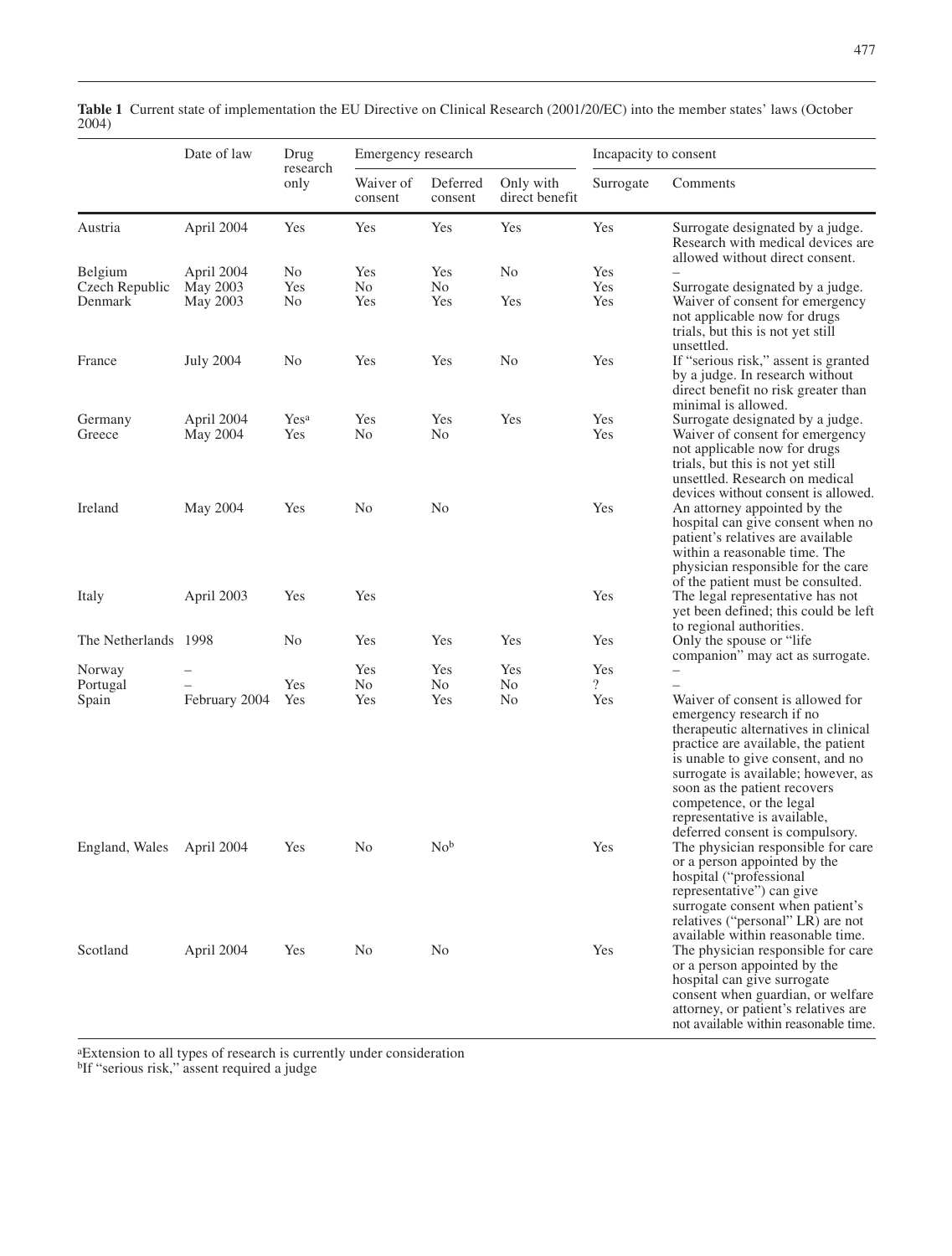**Table 1** Current state of implementation the EU Directive on Clinical Research (2001/20/EC) into the member states' laws (October 2004)

| | Date of law | Drug research only | Emergency research | | | Incapacity to consent | |
|---|---|---|---|---|---|---|---|
| | | | Waiver of consent | Deferred consent | Only with direct benefit | Surrogate | Comments |
| Austria | April 2004 | Yes | Yes | Yes | Yes | Yes | Surrogate designated by a judge. Research with medical devices are allowed without direct consent. |
| Belgium | April 2004 | No | Yes | Yes | No | Yes | – |
| Czech Republic | May 2003 | Yes | No | No | | Yes | Surrogate designated by a judge. |
| Denmark | May 2003 | No | Yes | Yes | Yes | Yes | Waiver of consent for emergency not applicable now for drugs trials, but this is not yet still unsettled. |
| France | July 2004 | No | Yes | Yes | No | Yes | If "serious risk," assent is granted by a judge. In research without direct benefit no risk greater than minimal is allowed. |
| Germany | April 2004 | Yes[a] | Yes | Yes | Yes | Yes | Surrogate designated by a judge. |
| Greece | May 2004 | Yes | No | No | | Yes | Waiver of consent for emergency not applicable now for drugs trials, but this is not yet still unsettled. Research on medical devices without consent is allowed. |
| Ireland | May 2004 | Yes | No | No | | Yes | An attorney appointed by the hospital can give consent when no patient's relatives are available within a reasonable time. The physician responsible for the care of the patient must be consulted. |
| Italy | April 2003 | Yes | Yes | | | Yes | The legal representative has not yet been defined; this could be left to regional authorities. |
| The Netherlands | 1998 | No | Yes | Yes | Yes | Yes | Only the spouse or "life companion" may act as surrogate. |
| Norway | – | | Yes | Yes | Yes | Yes | – |
| Portugal | – | Yes | No | No | No | ? | – |
| Spain | February 2004 | Yes | Yes | Yes | No | Yes | Waiver of consent is allowed for emergency research if no therapeutic alternatives in clinical practice are available, the patient is unable to give consent, and no surrogate is available; however, as soon as the patient recovers competence, or the legal representative is available, deferred consent is compulsory. |
| England, Wales | April 2004 | Yes | No | No[b] | | Yes | The physician responsible for care or a person appointed by the hospital ("professional representative") can give surrogate consent when patient's relatives ("personal" LR) are not available within reasonable time. |
| Scotland | April 2004 | Yes | No | No | | Yes | The physician responsible for care or a person appointed by the hospital can give surrogate consent when guardian, or welfare attorney, or patient's relatives are not available within reasonable time. |

[a]Extension to all types of research is currently under consideration
[b]If "serious risk," assent required a judge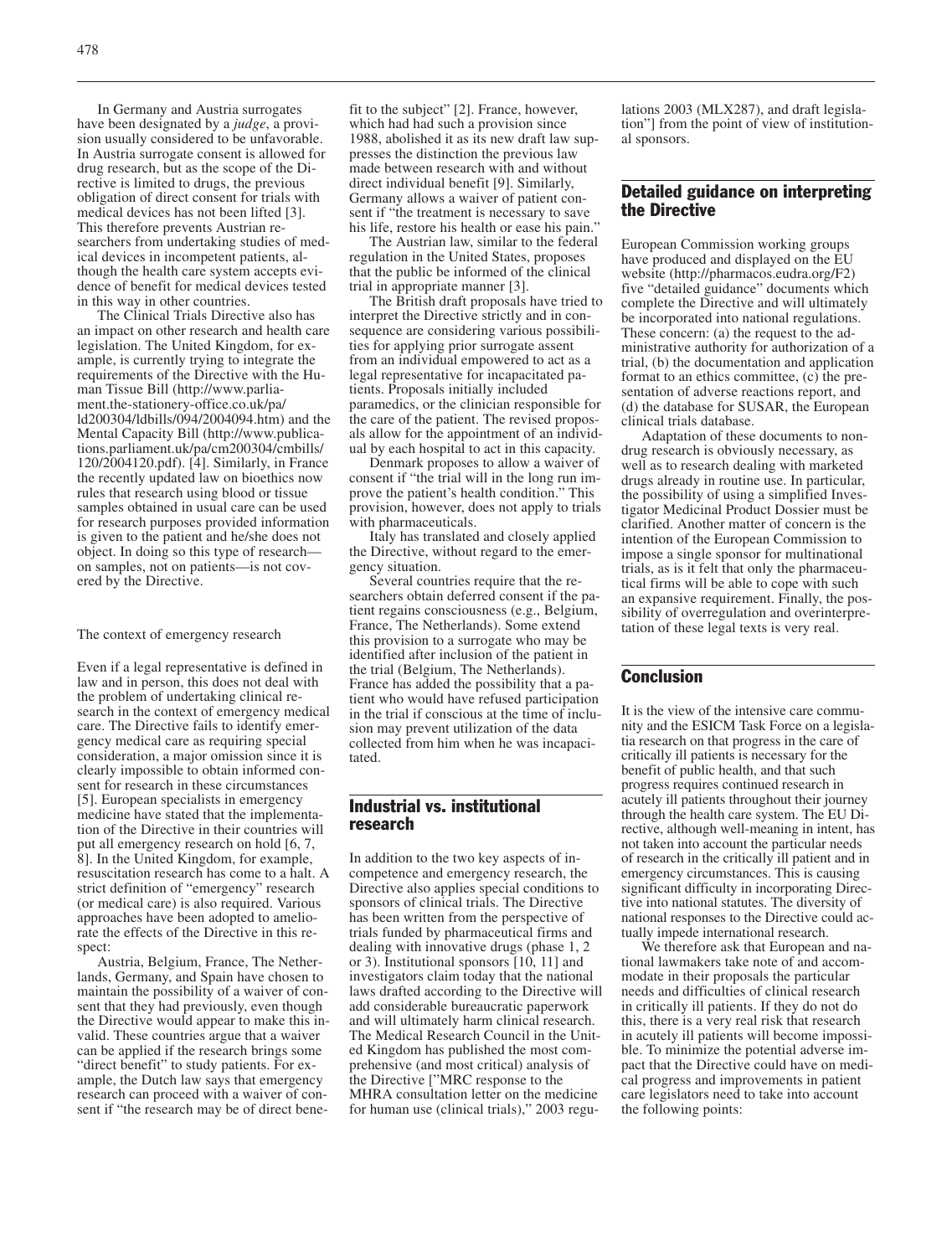In Germany and Austria surrogates have been designated by a *judge*, a provision usually considered to be unfavorable. In Austria surrogate consent is allowed for drug research, but as the scope of the Directive is limited to drugs, the previous obligation of direct consent for trials with medical devices has not been lifted [3]. This therefore prevents Austrian researchers from undertaking studies of medical devices in incompetent patients, although the health care system accepts evidence of benefit for medical devices tested in this way in other countries.

The Clinical Trials Directive also has an impact on other research and health care legislation. The United Kingdom, for example, is currently trying to integrate the requirements of the Directive with the Human Tissue Bill (http://www.parliament.the-stationery-office.co.uk/pa/ld200304/ldbills/094/2004094.htm) and the Mental Capacity Bill (http://www.publications.parliament.uk/pa/cm200304/cmbills/120/2004120.pdf). [4]. Similarly, in France the recently updated law on bioethics now rules that research using blood or tissue samples obtained in usual care can be used for research purposes provided information is given to the patient and he/she does not object. In doing so this type of research—on samples, not on patients—is not covered by the Directive.

### The context of emergency research

Even if a legal representative is defined in law and in person, this does not deal with the problem of undertaking clinical research in the context of emergency medical care. The Directive fails to identify emergency medical care as requiring special consideration, a major omission since it is clearly impossible to obtain informed consent for research in these circumstances [5]. European specialists in emergency medicine have stated that the implementation of the Directive in their countries will put all emergency research on hold [6, 7, 8]. In the United Kingdom, for example, resuscitation research has come to a halt. A strict definition of "emergency" research (or medical care) is also required. Various approaches have been adopted to ameliorate the effects of the Directive in this respect:

Austria, Belgium, France, The Netherlands, Germany, and Spain have chosen to maintain the possibility of a waiver of consent that they had previously, even though the Directive would appear to make this invalid. These countries argue that a waiver can be applied if the research brings some "direct benefit" to study patients. For example, the Dutch law says that emergency research can proceed with a waiver of consent if "the research may be of direct benefit to the subject" [2]. France, however, which had had such a provision since 1988, abolished it as its new draft law suppresses the distinction the previous law made between research with and without direct individual benefit [9]. Similarly, Germany allows a waiver of patient consent if "the treatment is necessary to save his life, restore his health or ease his pain."

The Austrian law, similar to the federal regulation in the United States, proposes that the public be informed of the clinical trial in appropriate manner [3].

The British draft proposals have tried to interpret the Directive strictly and in consequence are considering various possibilities for applying prior surrogate assent from an individual empowered to act as a legal representative for incapacitated patients. Proposals initially included paramedics, or the clinician responsible for the care of the patient. The revised proposals allow for the appointment of an individual by each hospital to act in this capacity.

Denmark proposes to allow a waiver of consent if "the trial will in the long run improve the patient's health condition." This provision, however, does not apply to trials with pharmaceuticals.

Italy has translated and closely applied the Directive, without regard to the emergency situation.

Several countries require that the researchers obtain deferred consent if the patient regains consciousness (e.g., Belgium, France, The Netherlands). Some extend this provision to a surrogate who may be identified after inclusion of the patient in the trial (Belgium, The Netherlands). France has added the possibility that a patient who would have refused participation in the trial if conscious at the time of inclusion may prevent utilization of the data collected from him when he was incapacitated.

## Industrial vs. institutional research

In addition to the two key aspects of incompetence and emergency research, the Directive also applies special conditions to sponsors of clinical trials. The Directive has been written from the perspective of trials funded by pharmaceutical firms and dealing with innovative drugs (phase 1, 2 or 3). Institutional sponsors [10, 11] and investigators claim today that the national laws drafted according to the Directive will add considerable bureaucratic paperwork and will ultimately harm clinical research. The Medical Research Council in the United Kingdom has published the most comprehensive (and most critical) analysis of the Directive ["MRC response to the MHRA consultation letter on the medicine for human use (clinical trials)," 2003 regulations 2003 (MLX287), and draft legislation"] from the point of view of institutional sponsors.

## Detailed guidance on interpreting the Directive

European Commission working groups have produced and displayed on the EU website (http://pharmacos.eudra.org/F2) five "detailed guidance" documents which complete the Directive and will ultimately be incorporated into national regulations. These concern: (a) the request to the administrative authority for authorization of a trial, (b) the documentation and application format to an ethics committee, (c) the presentation of adverse reactions report, and (d) the database for SUSAR, the European clinical trials database.

Adaptation of these documents to non-drug research is obviously necessary, as well as to research dealing with marketed drugs already in routine use. In particular, the possibility of using a simplified Investigator Medicinal Product Dossier must be clarified. Another matter of concern is the intention of the European Commission to impose a single sponsor for multinational trials, as is it felt that only the pharmaceutical firms will be able to cope with such an expansive requirement. Finally, the possibility of overregulation and overinterpretation of these legal texts is very real.

## Conclusion

It is the view of the intensive care community and the ESICM Task Force on a legislatia research on that progress in the care of critically ill patients is necessary for the benefit of public health, and that such progress requires continued research in acutely ill patients throughout their journey through the health care system. The EU Directive, although well-meaning in intent, has not taken into account the particular needs of research in the critically ill patient and in emergency circumstances. This is causing significant difficulty in incorporating Directive into national statutes. The diversity of national responses to the Directive could actually impede international research.

We therefore ask that European and national lawmakers take note of and accommodate in their proposals the particular needs and difficulties of clinical research in critically ill patients. If they do not do this, there is a very real risk that research in acutely ill patients will become impossible. To minimize the potential adverse impact that the Directive could have on medical progress and improvements in patient care legislators need to take into account the following points: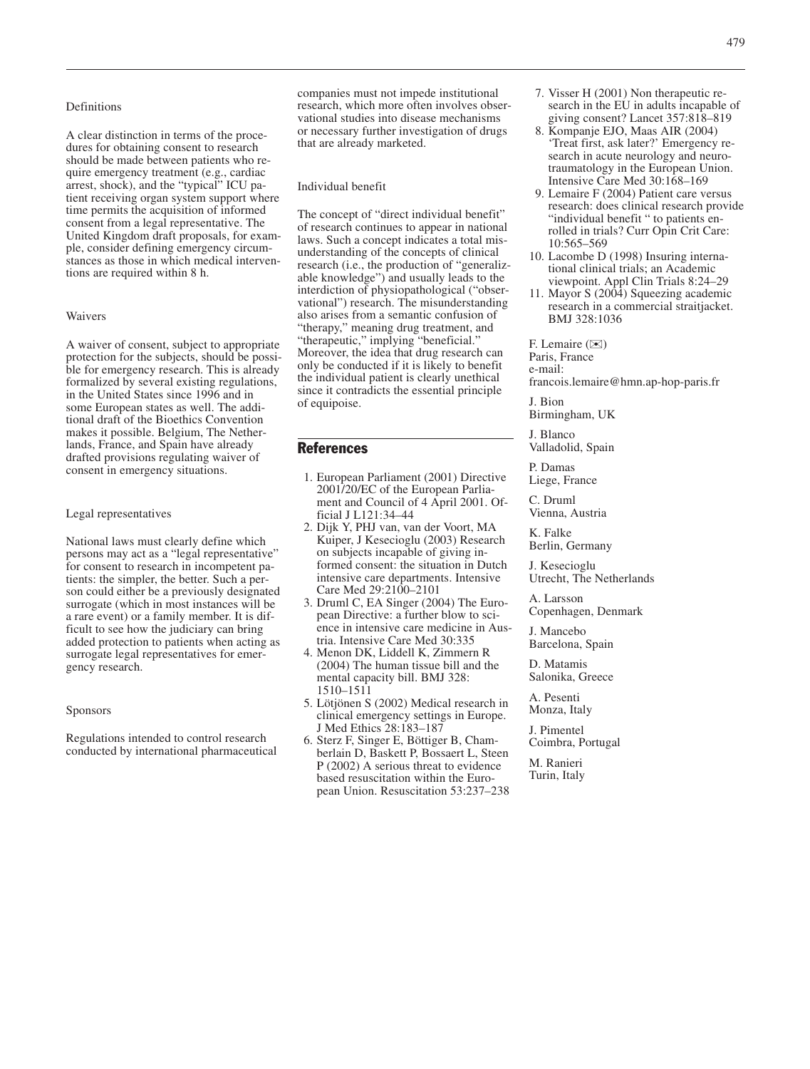### Definitions

A clear distinction in terms of the procedures for obtaining consent to research should be made between patients who require emergency treatment (e.g., cardiac arrest, shock), and the "typical" ICU patient receiving organ system support where time permits the acquisition of informed consent from a legal representative. The United Kingdom draft proposals, for example, consider defining emergency circumstances as those in which medical interventions are required within 8 h.

### Waivers

A waiver of consent, subject to appropriate protection for the subjects, should be possible for emergency research. This is already formalized by several existing regulations, in the United States since 1996 and in some European states as well. The additional draft of the Bioethics Convention makes it possible. Belgium, The Netherlands, France, and Spain have already drafted provisions regulating waiver of consent in emergency situations.

### Legal representatives

National laws must clearly define which persons may act as a "legal representative" for consent to research in incompetent patients: the simpler, the better. Such a person could either be a previously designated surrogate (which in most instances will be a rare event) or a family member. It is difficult to see how the judiciary can bring added protection to patients when acting as surrogate legal representatives for emergency research.

### Sponsors

Regulations intended to control research conducted by international pharmaceutical companies must not impede institutional research, which more often involves observational studies into disease mechanisms or necessary further investigation of drugs that are already marketed.

### Individual benefit

The concept of "direct individual benefit" of research continues to appear in national laws. Such a concept indicates a total misunderstanding of the concepts of clinical research (i.e., the production of "generalizable knowledge") and usually leads to the interdiction of physiopathological ("observational") research. The misunderstanding also arises from a semantic confusion of "therapy," meaning drug treatment, and "therapeutic," implying "beneficial." Moreover, the idea that drug research can only be conducted if it is likely to benefit the individual patient is clearly unethical since it contradicts the essential principle of equipoise.

## References

1. European Parliament (2001) Directive 2001/20/EC of the European Parliament and Council of 4 April 2001. Official J L121:34–44
2. Dijk Y, PHJ van, van der Voort, MA Kuiper, J Kesecioglu (2003) Research on subjects incapable of giving informed consent: the situation in Dutch intensive care departments. Intensive Care Med 29:2100–2101
3. Druml C, EA Singer (2004) The European Directive: a further blow to science in intensive care medicine in Austria. Intensive Care Med 30:335
4. Menon DK, Liddell K, Zimmern R (2004) The human tissue bill and the mental capacity bill. BMJ 328: 1510–1511
5. Lötjönen S (2002) Medical research in clinical emergency settings in Europe. J Med Ethics 28:183–187
6. Sterz F, Singer E, Böttiger B, Chamberlain D, Baskett P, Bossaert L, Steen P (2002) A serious threat to evidence based resuscitation within the European Union. Resuscitation 53:237–238
7. Visser H (2001) Non therapeutic research in the EU in adults incapable of giving consent? Lancet 357:818–819
8. Kompanje EJO, Maas AIR (2004) 'Treat first, ask later?' Emergency research in acute neurology and neurotraumatology in the European Union. Intensive Care Med 30:168–169
9. Lemaire F (2004) Patient care versus research: does clinical research provide "individual benefit " to patients enrolled in trials? Curr Opin Crit Care: 10:565–569
10. Lacombe D (1998) Insuring international clinical trials; an Academic viewpoint. Appl Clin Trials 8:24–29
11. Mayor S (2004) Squeezing academic research in a commercial straitjacket. BMJ 328:1036

F. Lemaire (✉)
Paris, France
e-mail:
francois.lemaire@hmn.ap-hop-paris.fr

J. Bion
Birmingham, UK

J. Blanco
Valladolid, Spain

P. Damas
Liege, France

C. Druml
Vienna, Austria

K. Falke
Berlin, Germany

J. Kesecioglu
Utrecht, The Netherlands

A. Larsson
Copenhagen, Denmark

J. Mancebo
Barcelona, Spain

D. Matamis
Salonika, Greece

A. Pesenti
Monza, Italy

J. Pimentel
Coimbra, Portugal

M. Ranieri
Turin, Italy